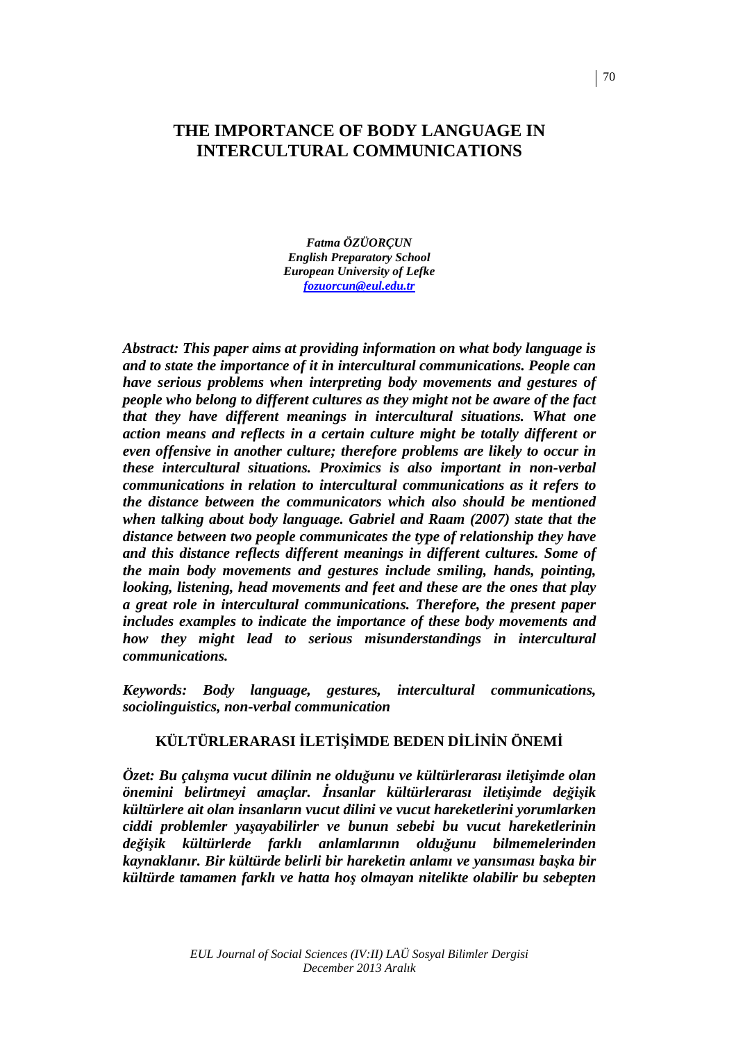# THE IMPORTANCE OF BODY LANGUAGE IN INTERCULTURAL COMMUNICATIONS

***Fatma ÖZÜORÇUN***
***English Preparatory School***
***European University of Lefke***
***fozuorcun@eul.edu.tr***

***Abstract: This paper aims at providing information on what body language is and to state the importance of it in intercultural communications. People can have serious problems when interpreting body movements and gestures of people who belong to different cultures as they might not be aware of the fact that they have different meanings in intercultural situations. What one action means and reflects in a certain culture might be totally different or even offensive in another culture; therefore problems are likely to occur in these intercultural situations. Proximics is also important in non-verbal communications in relation to intercultural communications as it refers to the distance between the communicators which also should be mentioned when talking about body language. Gabriel and Raam (2007) state that the distance between two people communicates the type of relationship they have and this distance reflects different meanings in different cultures. Some of the main body movements and gestures include smiling, hands, pointing, looking, listening, head movements and feet and these are the ones that play a great role in intercultural communications. Therefore, the present paper includes examples to indicate the importance of these body movements and how they might lead to serious misunderstandings in intercultural communications.***

***Keywords: Body language, gestures, intercultural communications, sociolinguistics, non-verbal communication***

## KÜLTÜRLERARASI İLETİŞİMDE BEDEN DİLİNİN ÖNEMİ

***Özet: Bu çalışma vucut dilinin ne olduğunu ve kültürlerarası iletişimde olan önemini belirtmeyi amaçlar. İnsanlar kültürlerarası iletişimde değişik kültürlere ait olan insanların vucut dilini ve vucut hareketlerini yorumlarken ciddi problemler yaşayabilirler ve bunun sebebi bu vucut hareketlerinin değişik kültürlerde farklı anlamlarının olduğunu bilmemelerinden kaynaklanır. Bir kültürde belirli bir hareketin anlamı ve yansıması başka bir kültürde tamamen farklı ve hatta hoş olmayan nitelikte olabilir bu sebepten***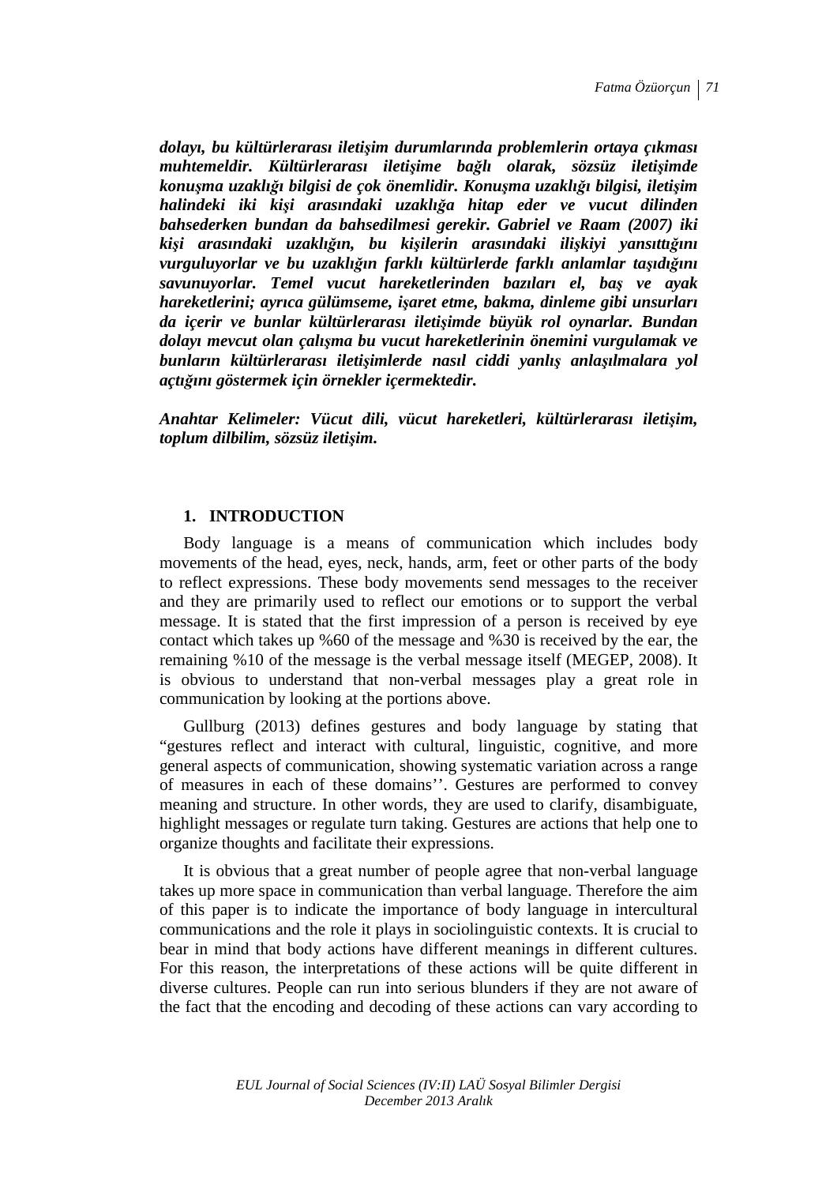***dolayı, bu kültürlerarası iletişim durumlarında problemlerin ortaya çıkması muhtemeldir. Kültürlerarası iletişime bağlı olarak, sözsüz iletişimde konuşma uzaklığı bilgisi de çok önemlidir. Konuşma uzaklığı bilgisi, iletişim halindeki iki kişi arasındaki uzaklığa hitap eder ve vucut dilinden bahsederken bundan da bahsedilmesi gerekir. Gabriel ve Raam (2007) iki kişi arasındaki uzaklığın, bu kişilerin arasındaki ilişkiyi yansıttığını vurguluyorlar ve bu uzaklığın farklı kültürlerde farklı anlamlar taşıdığını savunuyorlar. Temel vucut hareketlerinden bazıları el, baş ve ayak hareketlerini; ayrıca gülümseme, işaret etme, bakma, dinleme gibi unsurları da içerir ve bunlar kültürlerarası iletişimde büyük rol oynarlar. Bundan dolayı mevcut olan çalışma bu vucut hareketlerinin önemini vurgulamak ve bunların kültürlerarası iletişimlerde nasıl ciddi yanlış anlaşılmalara yol açtığını göstermek için örnekler içermektedir.***

***Anahtar Kelimeler: Vücut dili, vücut hareketleri, kültürlerarası iletişim, toplum dilbilim, sözsüz iletişim.***

## 1. INTRODUCTION

Body language is a means of communication which includes body movements of the head, eyes, neck, hands, arm, feet or other parts of the body to reflect expressions. These body movements send messages to the receiver and they are primarily used to reflect our emotions or to support the verbal message. It is stated that the first impression of a person is received by eye contact which takes up %60 of the message and %30 is received by the ear, the remaining %10 of the message is the verbal message itself (MEGEP, 2008). It is obvious to understand that non-verbal messages play a great role in communication by looking at the portions above.

Gullburg (2013) defines gestures and body language by stating that "gestures reflect and interact with cultural, linguistic, cognitive, and more general aspects of communication, showing systematic variation across a range of measures in each of these domains''. Gestures are performed to convey meaning and structure. In other words, they are used to clarify, disambiguate, highlight messages or regulate turn taking. Gestures are actions that help one to organize thoughts and facilitate their expressions.

It is obvious that a great number of people agree that non-verbal language takes up more space in communication than verbal language. Therefore the aim of this paper is to indicate the importance of body language in intercultural communications and the role it plays in sociolinguistic contexts. It is crucial to bear in mind that body actions have different meanings in different cultures. For this reason, the interpretations of these actions will be quite different in diverse cultures. People can run into serious blunders if they are not aware of the fact that the encoding and decoding of these actions can vary according to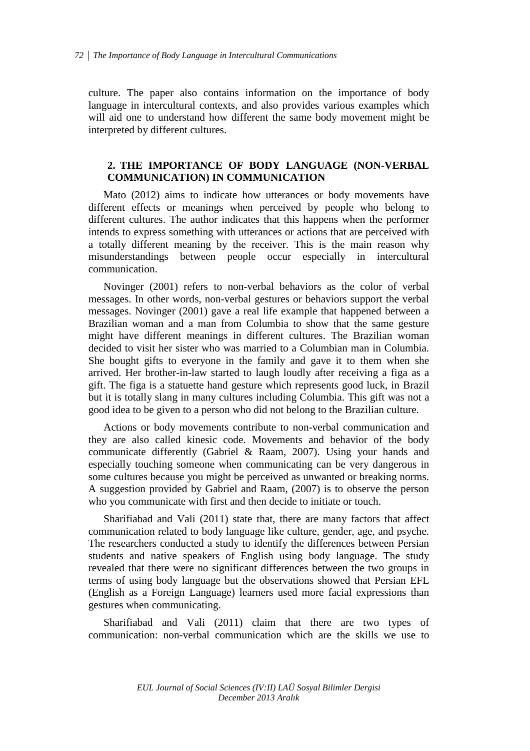culture. The paper also contains information on the importance of body language in intercultural contexts, and also provides various examples which will aid one to understand how different the same body movement might be interpreted by different cultures.

## 2. THE IMPORTANCE OF BODY LANGUAGE (NON-VERBAL COMMUNICATION) IN COMMUNICATION

Mato (2012) aims to indicate how utterances or body movements have different effects or meanings when perceived by people who belong to different cultures. The author indicates that this happens when the performer intends to express something with utterances or actions that are perceived with a totally different meaning by the receiver. This is the main reason why misunderstandings between people occur especially in intercultural communication.

Novinger (2001) refers to non-verbal behaviors as the color of verbal messages. In other words, non-verbal gestures or behaviors support the verbal messages. Novinger (2001) gave a real life example that happened between a Brazilian woman and a man from Columbia to show that the same gesture might have different meanings in different cultures. The Brazilian woman decided to visit her sister who was married to a Columbian man in Columbia. She bought gifts to everyone in the family and gave it to them when she arrived. Her brother-in-law started to laugh loudly after receiving a figa as a gift. The figa is a statuette hand gesture which represents good luck, in Brazil but it is totally slang in many cultures including Columbia. This gift was not a good idea to be given to a person who did not belong to the Brazilian culture.

Actions or body movements contribute to non-verbal communication and they are also called kinesic code. Movements and behavior of the body communicate differently (Gabriel & Raam, 2007). Using your hands and especially touching someone when communicating can be very dangerous in some cultures because you might be perceived as unwanted or breaking norms. A suggestion provided by Gabriel and Raam, (2007) is to observe the person who you communicate with first and then decide to initiate or touch.

Sharifiabad and Vali (2011) state that, there are many factors that affect communication related to body language like culture, gender, age, and psyche. The researchers conducted a study to identify the differences between Persian students and native speakers of English using body language. The study revealed that there were no significant differences between the two groups in terms of using body language but the observations showed that Persian EFL (English as a Foreign Language) learners used more facial expressions than gestures when communicating.

Sharifiabad and Vali (2011) claim that there are two types of communication: non-verbal communication which are the skills we use to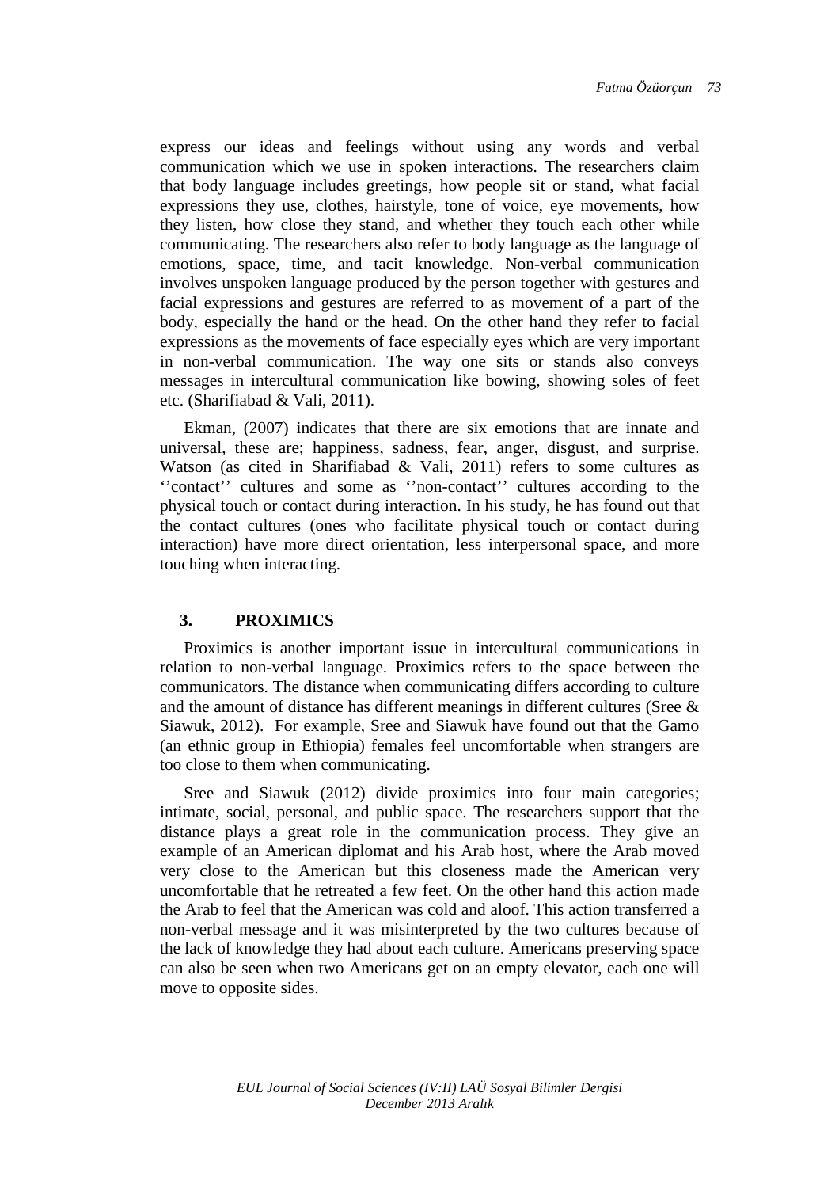express our ideas and feelings without using any words and verbal communication which we use in spoken interactions. The researchers claim that body language includes greetings, how people sit or stand, what facial expressions they use, clothes, hairstyle, tone of voice, eye movements, how they listen, how close they stand, and whether they touch each other while communicating. The researchers also refer to body language as the language of emotions, space, time, and tacit knowledge. Non-verbal communication involves unspoken language produced by the person together with gestures and facial expressions and gestures are referred to as movement of a part of the body, especially the hand or the head. On the other hand they refer to facial expressions as the movements of face especially eyes which are very important in non-verbal communication. The way one sits or stands also conveys messages in intercultural communication like bowing, showing soles of feet etc. (Sharifiabad & Vali, 2011).

Ekman, (2007) indicates that there are six emotions that are innate and universal, these are; happiness, sadness, fear, anger, disgust, and surprise. Watson (as cited in Sharifiabad & Vali, 2011) refers to some cultures as ''contact'' cultures and some as ''non-contact'' cultures according to the physical touch or contact during interaction. In his study, he has found out that the contact cultures (ones who facilitate physical touch or contact during interaction) have more direct orientation, less interpersonal space, and more touching when interacting.

## 3. PROXIMICS

Proximics is another important issue in intercultural communications in relation to non-verbal language. Proximics refers to the space between the communicators. The distance when communicating differs according to culture and the amount of distance has different meanings in different cultures (Sree & Siawuk, 2012). For example, Sree and Siawuk have found out that the Gamo (an ethnic group in Ethiopia) females feel uncomfortable when strangers are too close to them when communicating.

Sree and Siawuk (2012) divide proximics into four main categories; intimate, social, personal, and public space. The researchers support that the distance plays a great role in the communication process. They give an example of an American diplomat and his Arab host, where the Arab moved very close to the American but this closeness made the American very uncomfortable that he retreated a few feet. On the other hand this action made the Arab to feel that the American was cold and aloof. This action transferred a non-verbal message and it was misinterpreted by the two cultures because of the lack of knowledge they had about each culture. Americans preserving space can also be seen when two Americans get on an empty elevator, each one will move to opposite sides.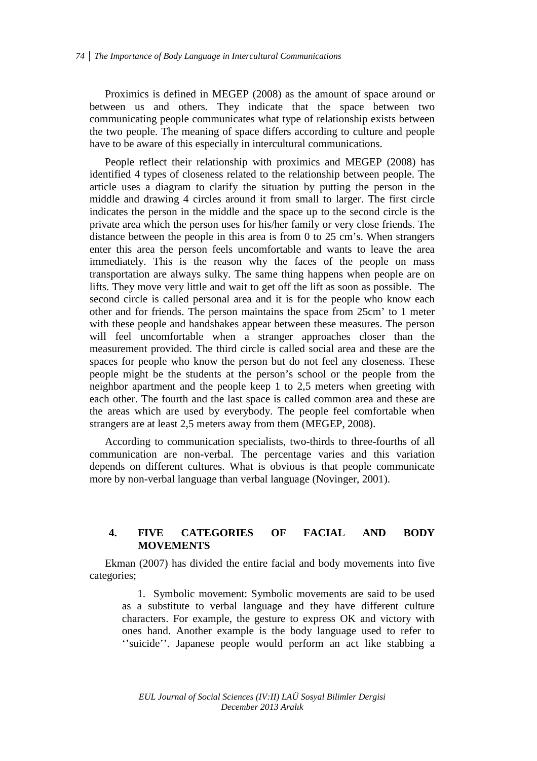Proximics is defined in MEGEP (2008) as the amount of space around or between us and others. They indicate that the space between two communicating people communicates what type of relationship exists between the two people. The meaning of space differs according to culture and people have to be aware of this especially in intercultural communications.

People reflect their relationship with proximics and MEGEP (2008) has identified 4 types of closeness related to the relationship between people. The article uses a diagram to clarify the situation by putting the person in the middle and drawing 4 circles around it from small to larger. The first circle indicates the person in the middle and the space up to the second circle is the private area which the person uses for his/her family or very close friends. The distance between the people in this area is from 0 to 25 cm's. When strangers enter this area the person feels uncomfortable and wants to leave the area immediately. This is the reason why the faces of the people on mass transportation are always sulky. The same thing happens when people are on lifts. They move very little and wait to get off the lift as soon as possible. The second circle is called personal area and it is for the people who know each other and for friends. The person maintains the space from 25cm' to 1 meter with these people and handshakes appear between these measures. The person will feel uncomfortable when a stranger approaches closer than the measurement provided. The third circle is called social area and these are the spaces for people who know the person but do not feel any closeness. These people might be the students at the person's school or the people from the neighbor apartment and the people keep 1 to 2,5 meters when greeting with each other. The fourth and the last space is called common area and these are the areas which are used by everybody. The people feel comfortable when strangers are at least 2,5 meters away from them (MEGEP, 2008).

According to communication specialists, two-thirds to three-fourths of all communication are non-verbal. The percentage varies and this variation depends on different cultures. What is obvious is that people communicate more by non-verbal language than verbal language (Novinger, 2001).

## 4. FIVE CATEGORIES OF FACIAL AND BODY MOVEMENTS

Ekman (2007) has divided the entire facial and body movements into five categories;

1. Symbolic movement: Symbolic movements are said to be used as a substitute to verbal language and they have different culture characters. For example, the gesture to express OK and victory with ones hand. Another example is the body language used to refer to ''suicide''. Japanese people would perform an act like stabbing a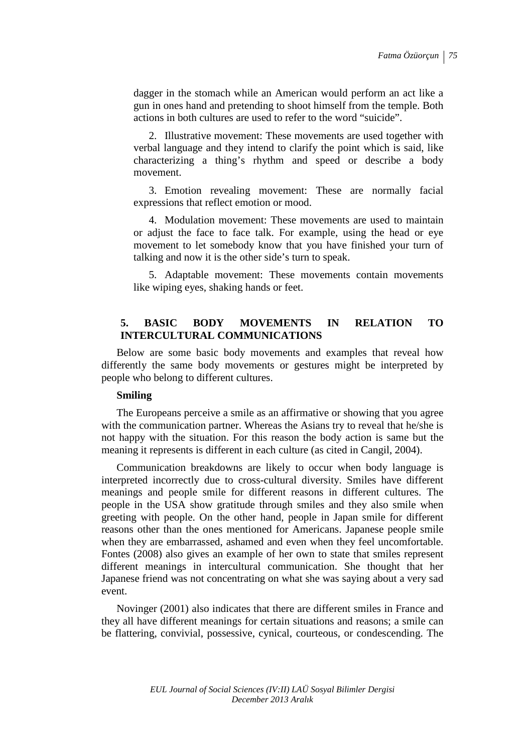dagger in the stomach while an American would perform an act like a gun in ones hand and pretending to shoot himself from the temple. Both actions in both cultures are used to refer to the word "suicide".

2. Illustrative movement: These movements are used together with verbal language and they intend to clarify the point which is said, like characterizing a thing's rhythm and speed or describe a body movement.

3. Emotion revealing movement: These are normally facial expressions that reflect emotion or mood.

4. Modulation movement: These movements are used to maintain or adjust the face to face talk. For example, using the head or eye movement to let somebody know that you have finished your turn of talking and now it is the other side's turn to speak.

5. Adaptable movement: These movements contain movements like wiping eyes, shaking hands or feet.

## 5. BASIC BODY MOVEMENTS IN RELATION TO INTERCULTURAL COMMUNICATIONS

Below are some basic body movements and examples that reveal how differently the same body movements or gestures might be interpreted by people who belong to different cultures.

**Smiling**

The Europeans perceive a smile as an affirmative or showing that you agree with the communication partner. Whereas the Asians try to reveal that he/she is not happy with the situation. For this reason the body action is same but the meaning it represents is different in each culture (as cited in Cangil, 2004).

Communication breakdowns are likely to occur when body language is interpreted incorrectly due to cross-cultural diversity. Smiles have different meanings and people smile for different reasons in different cultures. The people in the USA show gratitude through smiles and they also smile when greeting with people. On the other hand, people in Japan smile for different reasons other than the ones mentioned for Americans. Japanese people smile when they are embarrassed, ashamed and even when they feel uncomfortable. Fontes (2008) also gives an example of her own to state that smiles represent different meanings in intercultural communication. She thought that her Japanese friend was not concentrating on what she was saying about a very sad event.

Novinger (2001) also indicates that there are different smiles in France and they all have different meanings for certain situations and reasons; a smile can be flattering, convivial, possessive, cynical, courteous, or condescending. The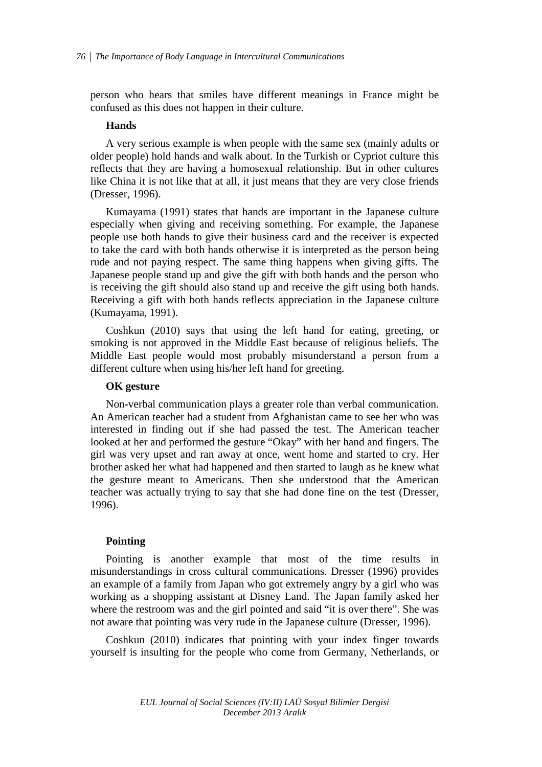person who hears that smiles have different meanings in France might be confused as this does not happen in their culture.

### Hands

A very serious example is when people with the same sex (mainly adults or older people) hold hands and walk about. In the Turkish or Cypriot culture this reflects that they are having a homosexual relationship. But in other cultures like China it is not like that at all, it just means that they are very close friends (Dresser, 1996).

Kumayama (1991) states that hands are important in the Japanese culture especially when giving and receiving something. For example, the Japanese people use both hands to give their business card and the receiver is expected to take the card with both hands otherwise it is interpreted as the person being rude and not paying respect. The same thing happens when giving gifts. The Japanese people stand up and give the gift with both hands and the person who is receiving the gift should also stand up and receive the gift using both hands. Receiving a gift with both hands reflects appreciation in the Japanese culture (Kumayama, 1991).

Coshkun (2010) says that using the left hand for eating, greeting, or smoking is not approved in the Middle East because of religious beliefs. The Middle East people would most probably misunderstand a person from a different culture when using his/her left hand for greeting.

### OK gesture

Non-verbal communication plays a greater role than verbal communication. An American teacher had a student from Afghanistan came to see her who was interested in finding out if she had passed the test. The American teacher looked at her and performed the gesture "Okay" with her hand and fingers. The girl was very upset and ran away at once, went home and started to cry. Her brother asked her what had happened and then started to laugh as he knew what the gesture meant to Americans. Then she understood that the American teacher was actually trying to say that she had done fine on the test (Dresser, 1996).

### Pointing

Pointing is another example that most of the time results in misunderstandings in cross cultural communications. Dresser (1996) provides an example of a family from Japan who got extremely angry by a girl who was working as a shopping assistant at Disney Land. The Japan family asked her where the restroom was and the girl pointed and said "it is over there". She was not aware that pointing was very rude in the Japanese culture (Dresser, 1996).

Coshkun (2010) indicates that pointing with your index finger towards yourself is insulting for the people who come from Germany, Netherlands, or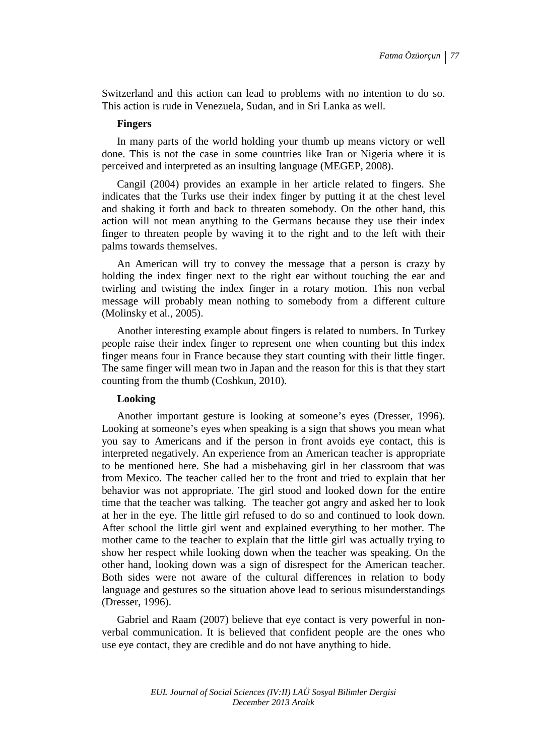Switzerland and this action can lead to problems with no intention to do so. This action is rude in Venezuela, Sudan, and in Sri Lanka as well.

**Fingers**

In many parts of the world holding your thumb up means victory or well done. This is not the case in some countries like Iran or Nigeria where it is perceived and interpreted as an insulting language (MEGEP, 2008).

Cangil (2004) provides an example in her article related to fingers. She indicates that the Turks use their index finger by putting it at the chest level and shaking it forth and back to threaten somebody. On the other hand, this action will not mean anything to the Germans because they use their index finger to threaten people by waving it to the right and to the left with their palms towards themselves.

An American will try to convey the message that a person is crazy by holding the index finger next to the right ear without touching the ear and twirling and twisting the index finger in a rotary motion. This non verbal message will probably mean nothing to somebody from a different culture (Molinsky et al., 2005).

Another interesting example about fingers is related to numbers. In Turkey people raise their index finger to represent one when counting but this index finger means four in France because they start counting with their little finger. The same finger will mean two in Japan and the reason for this is that they start counting from the thumb (Coshkun, 2010).

**Looking**

Another important gesture is looking at someone's eyes (Dresser, 1996). Looking at someone's eyes when speaking is a sign that shows you mean what you say to Americans and if the person in front avoids eye contact, this is interpreted negatively. An experience from an American teacher is appropriate to be mentioned here. She had a misbehaving girl in her classroom that was from Mexico. The teacher called her to the front and tried to explain that her behavior was not appropriate. The girl stood and looked down for the entire time that the teacher was talking. The teacher got angry and asked her to look at her in the eye. The little girl refused to do so and continued to look down. After school the little girl went and explained everything to her mother. The mother came to the teacher to explain that the little girl was actually trying to show her respect while looking down when the teacher was speaking. On the other hand, looking down was a sign of disrespect for the American teacher. Both sides were not aware of the cultural differences in relation to body language and gestures so the situation above lead to serious misunderstandings (Dresser, 1996).

Gabriel and Raam (2007) believe that eye contact is very powerful in non-verbal communication. It is believed that confident people are the ones who use eye contact, they are credible and do not have anything to hide.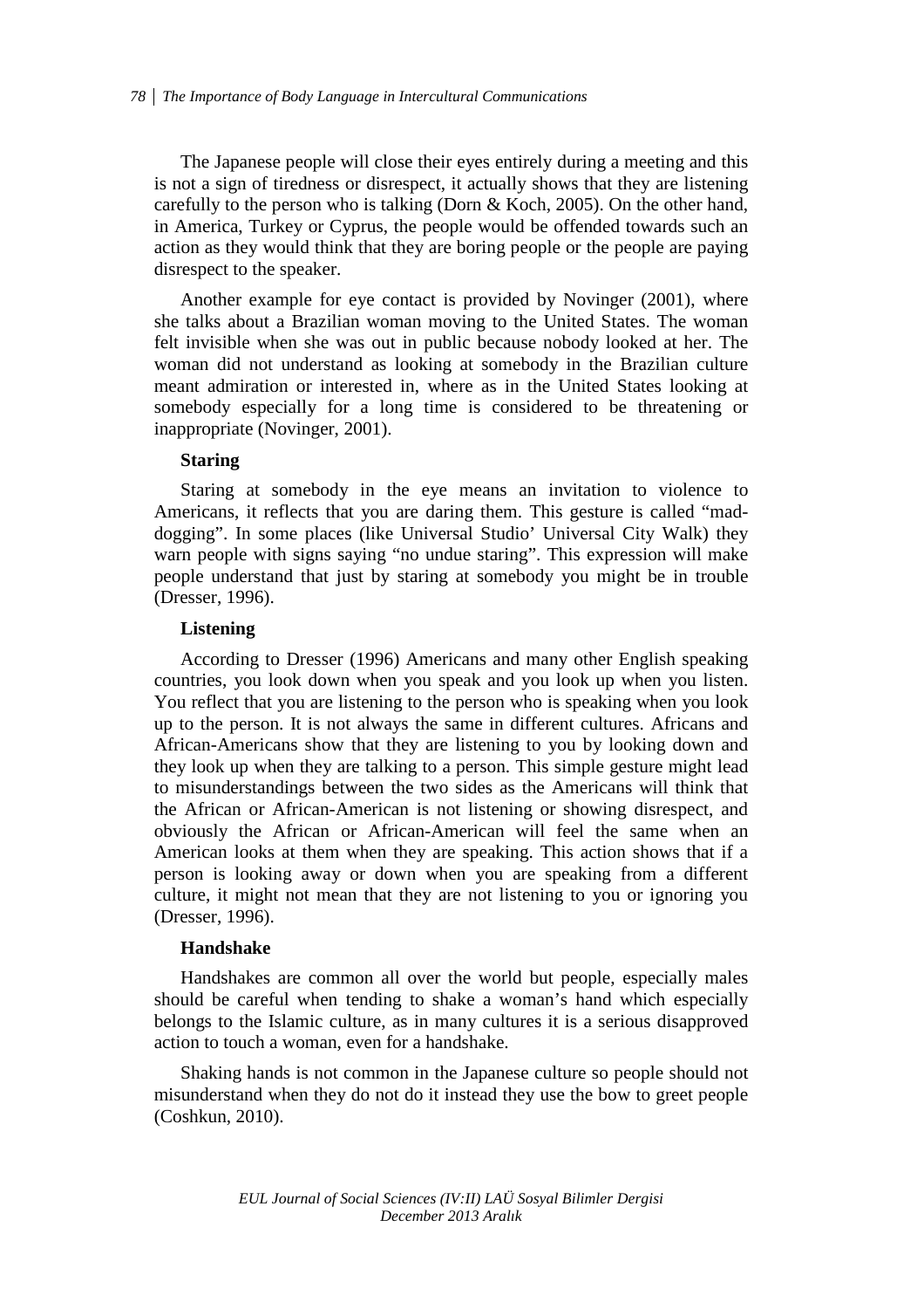The Japanese people will close their eyes entirely during a meeting and this is not a sign of tiredness or disrespect, it actually shows that they are listening carefully to the person who is talking (Dorn & Koch, 2005). On the other hand, in America, Turkey or Cyprus, the people would be offended towards such an action as they would think that they are boring people or the people are paying disrespect to the speaker.

Another example for eye contact is provided by Novinger (2001), where she talks about a Brazilian woman moving to the United States. The woman felt invisible when she was out in public because nobody looked at her. The woman did not understand as looking at somebody in the Brazilian culture meant admiration or interested in, where as in the United States looking at somebody especially for a long time is considered to be threatening or inappropriate (Novinger, 2001).

**Staring**

Staring at somebody in the eye means an invitation to violence to Americans, it reflects that you are daring them. This gesture is called "mad-dogging". In some places (like Universal Studio' Universal City Walk) they warn people with signs saying "no undue staring". This expression will make people understand that just by staring at somebody you might be in trouble (Dresser, 1996).

**Listening**

According to Dresser (1996) Americans and many other English speaking countries, you look down when you speak and you look up when you listen. You reflect that you are listening to the person who is speaking when you look up to the person. It is not always the same in different cultures. Africans and African-Americans show that they are listening to you by looking down and they look up when they are talking to a person. This simple gesture might lead to misunderstandings between the two sides as the Americans will think that the African or African-American is not listening or showing disrespect, and obviously the African or African-American will feel the same when an American looks at them when they are speaking. This action shows that if a person is looking away or down when you are speaking from a different culture, it might not mean that they are not listening to you or ignoring you (Dresser, 1996).

**Handshake**

Handshakes are common all over the world but people, especially males should be careful when tending to shake a woman's hand which especially belongs to the Islamic culture, as in many cultures it is a serious disapproved action to touch a woman, even for a handshake.

Shaking hands is not common in the Japanese culture so people should not misunderstand when they do not do it instead they use the bow to greet people (Coshkun, 2010).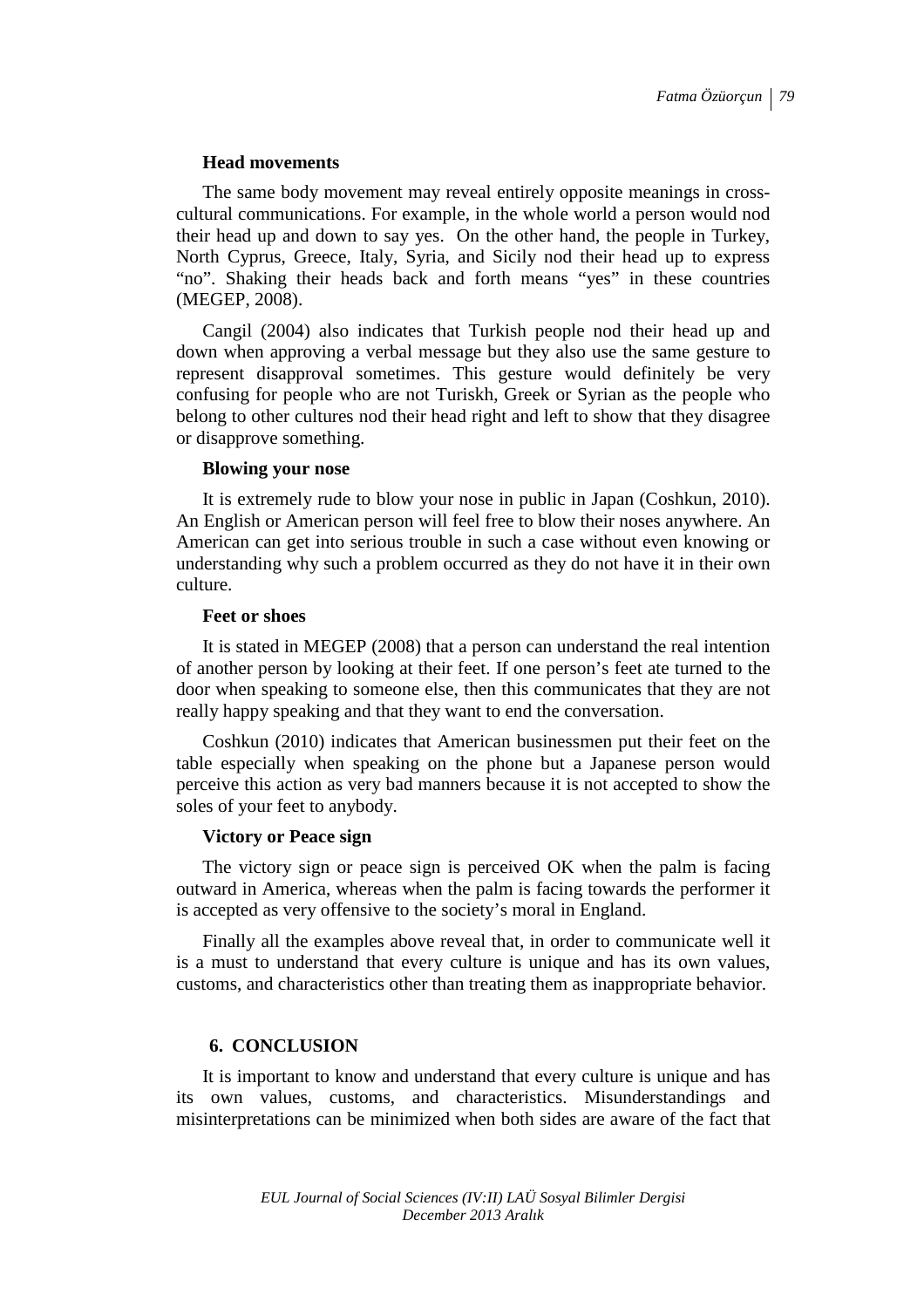**Head movements**

The same body movement may reveal entirely opposite meanings in cross-cultural communications. For example, in the whole world a person would nod their head up and down to say yes. On the other hand, the people in Turkey, North Cyprus, Greece, Italy, Syria, and Sicily nod their head up to express "no". Shaking their heads back and forth means "yes" in these countries (MEGEP, 2008).

Cangil (2004) also indicates that Turkish people nod their head up and down when approving a verbal message but they also use the same gesture to represent disapproval sometimes. This gesture would definitely be very confusing for people who are not Turiskh, Greek or Syrian as the people who belong to other cultures nod their head right and left to show that they disagree or disapprove something.

**Blowing your nose**

It is extremely rude to blow your nose in public in Japan (Coshkun, 2010). An English or American person will feel free to blow their noses anywhere. An American can get into serious trouble in such a case without even knowing or understanding why such a problem occurred as they do not have it in their own culture.

**Feet or shoes**

It is stated in MEGEP (2008) that a person can understand the real intention of another person by looking at their feet. If one person's feet ate turned to the door when speaking to someone else, then this communicates that they are not really happy speaking and that they want to end the conversation.

Coshkun (2010) indicates that American businessmen put their feet on the table especially when speaking on the phone but a Japanese person would perceive this action as very bad manners because it is not accepted to show the soles of your feet to anybody.

**Victory or Peace sign**

The victory sign or peace sign is perceived OK when the palm is facing outward in America, whereas when the palm is facing towards the performer it is accepted as very offensive to the society's moral in England.

Finally all the examples above reveal that, in order to communicate well it is a must to understand that every culture is unique and has its own values, customs, and characteristics other than treating them as inappropriate behavior.

## 6. CONCLUSION

It is important to know and understand that every culture is unique and has its own values, customs, and characteristics. Misunderstandings and misinterpretations can be minimized when both sides are aware of the fact that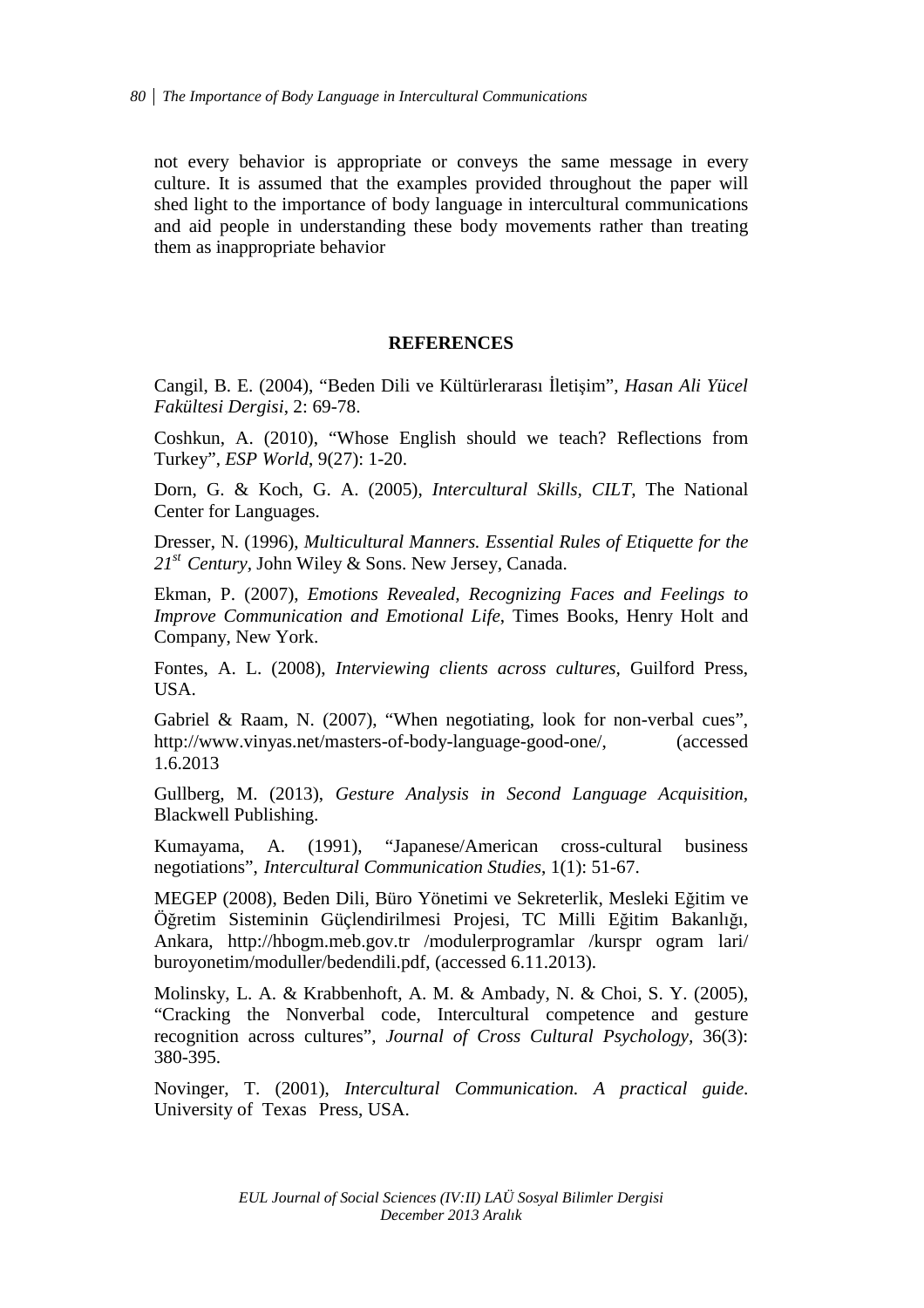not every behavior is appropriate or conveys the same message in every culture. It is assumed that the examples provided throughout the paper will shed light to the importance of body language in intercultural communications and aid people in understanding these body movements rather than treating them as inappropriate behavior

## REFERENCES

Cangil, B. E. (2004), "Beden Dili ve Kültürlerarası İletişim", *Hasan Ali Yücel Fakültesi Dergisi*, 2: 69-78.

Coshkun, A. (2010), "Whose English should we teach? Reflections from Turkey", *ESP World*, 9(27): 1-20.

Dorn, G. & Koch, G. A. (2005), *Intercultural Skills, CILT*, The National Center for Languages.

Dresser, N. (1996), *Multicultural Manners. Essential Rules of Etiquette for the 21st Century*, John Wiley & Sons. New Jersey, Canada.

Ekman, P. (2007), *Emotions Revealed, Recognizing Faces and Feelings to Improve Communication and Emotional Life*, Times Books, Henry Holt and Company, New York.

Fontes, A. L. (2008), *Interviewing clients across cultures*, Guilford Press, USA.

Gabriel & Raam, N. (2007), "When negotiating, look for non-verbal cues", http://www.vinyas.net/masters-of-body-language-good-one/, (accessed 1.6.2013

Gullberg, M. (2013), *Gesture Analysis in Second Language Acquisition*, Blackwell Publishing.

Kumayama, A. (1991), "Japanese/American cross-cultural business negotiations", *Intercultural Communication Studies*, 1(1): 51-67.

MEGEP (2008), Beden Dili, Büro Yönetimi ve Sekreterlik, Mesleki Eğitim ve Öğretim Sisteminin Güçlendirilmesi Projesi, TC Milli Eğitim Bakanlığı, Ankara, http://hbogm.meb.gov.tr /modulerprogramlar /kurspr ogram lari/ buroyonetim/moduller/bedendili.pdf, (accessed 6.11.2013).

Molinsky, L. A. & Krabbenhoft, A. M. & Ambady, N. & Choi, S. Y. (2005), "Cracking the Nonverbal code, Intercultural competence and gesture recognition across cultures", *Journal of Cross Cultural Psychology*, 36(3): 380-395.

Novinger, T. (2001), *Intercultural Communication. A practical guide*. University of Texas Press, USA.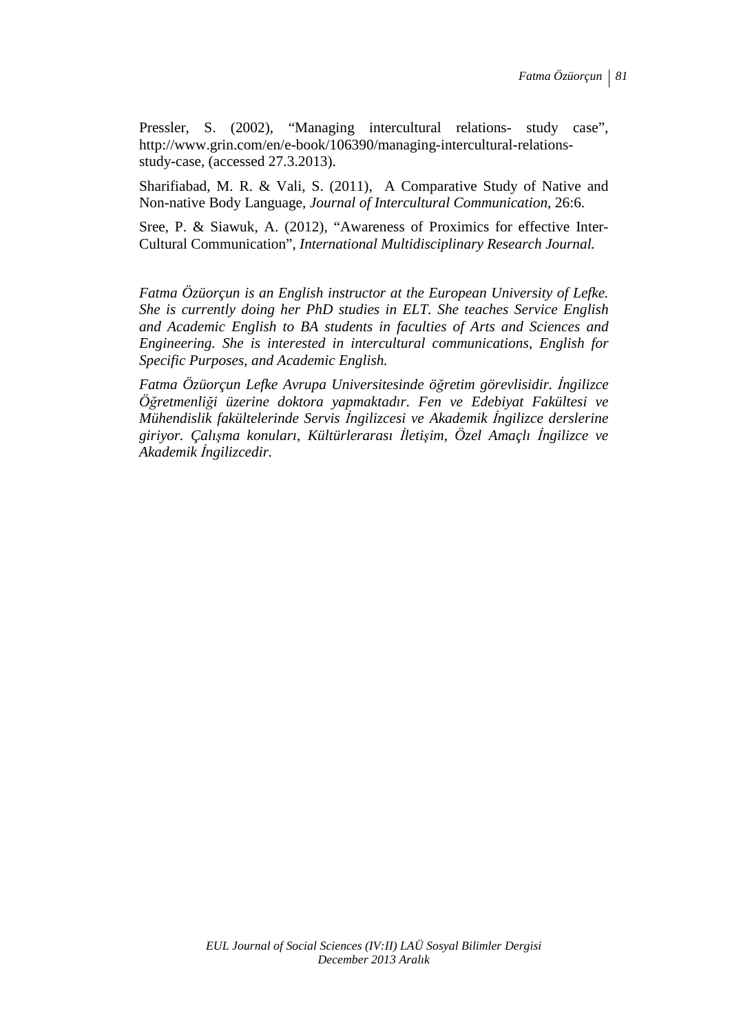Pressler, S. (2002), “Managing intercultural relations- study case”, http://www.grin.com/en/e-book/106390/managing-intercultural-relations-study-case, (accessed 27.3.2013).

Sharifiabad, M. R. & Vali, S. (2011), A Comparative Study of Native and Non-native Body Language, *Journal of Intercultural Communication*, 26:6.

Sree, P. & Siawuk, A. (2012), “Awareness of Proximics for effective Inter-Cultural Communication”, *International Multidisciplinary Research Journal.*

*Fatma Özüorçun is an English instructor at the European University of Lefke. She is currently doing her PhD studies in ELT. She teaches Service English and Academic English to BA students in faculties of Arts and Sciences and Engineering. She is interested in intercultural communications, English for Specific Purposes, and Academic English.*

*Fatma Özüorçun Lefke Avrupa Universitesinde öğretim görevlisidir. İngilizce Öğretmenliği üzerine doktora yapmaktadır. Fen ve Edebiyat Fakültesi ve Mühendislik fakültelerinde Servis İngilizcesi ve Akademik İngilizce derslerine giriyor. Çalışma konuları, Kültürlerarası İletişim, Özel Amaçlı İngilizce ve Akademik İngilizcedir.*